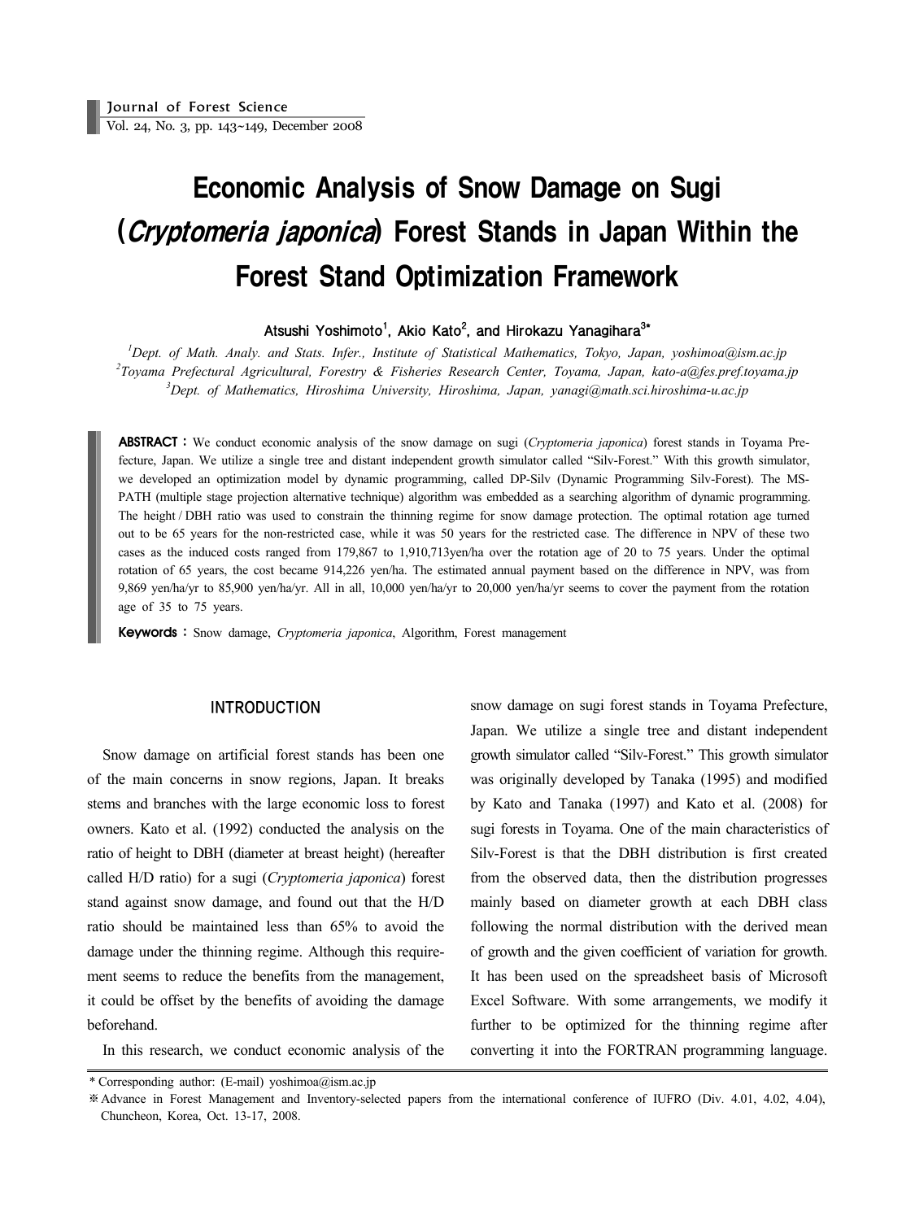# Economic Analysis of Snow Damage on Sugi (*Cryptomeria japonica*) Forest Stands in Japan Within the Forest Stand Optimization Framework

**Atsushi Yoshimoto[1], Akio Kato[2], and Hirokazu Yanagihara[3]***

[1]*Dept. of Math. Analy. and Stats. Infer., Institute of Statistical Mathematics, Tokyo, Japan, yoshimoa@ism.ac.jp*
[2]*Toyama Prefectural Agricultural, Forestry & Fisheries Research Center, Toyama, Japan, kato-a@fes.pref.toyama.jp*
[3]*Dept. of Mathematics, Hiroshima University, Hiroshima, Japan, yanagi@math.sci.hiroshima-u.ac.jp*

**ABSTRACT :** We conduct economic analysis of the snow damage on sugi (*Cryptomeria japonica*) forest stands in Toyama Prefecture, Japan. We utilize a single tree and distant independent growth simulator called "Silv-Forest." With this growth simulator, we developed an optimization model by dynamic programming, called DP-Silv (Dynamic Programming Silv-Forest). The MS-PATH (multiple stage projection alternative technique) algorithm was embedded as a searching algorithm of dynamic programming. The height / DBH ratio was used to constrain the thinning regime for snow damage protection. The optimal rotation age turned out to be 65 years for the non-restricted case, while it was 50 years for the restricted case. The difference in NPV of these two cases as the induced costs ranged from 179,867 to 1,910,713yen/ha over the rotation age of 20 to 75 years. Under the optimal rotation of 65 years, the cost became 914,226 yen/ha. The estimated annual payment based on the difference in NPV, was from 9,869 yen/ha/yr to 85,900 yen/ha/yr. All in all, 10,000 yen/ha/yr to 20,000 yen/ha/yr seems to cover the payment from the rotation age of 35 to 75 years.

**Keywords :** Snow damage, *Cryptomeria japonica*, Algorithm, Forest management

## INTRODUCTION

Snow damage on artificial forest stands has been one of the main concerns in snow regions, Japan. It breaks stems and branches with the large economic loss to forest owners. Kato et al. (1992) conducted the analysis on the ratio of height to DBH (diameter at breast height) (hereafter called H/D ratio) for a sugi (*Cryptomeria japonica*) forest stand against snow damage, and found out that the H/D ratio should be maintained less than 65% to avoid the damage under the thinning regime. Although this requirement seems to reduce the benefits from the management, it could be offset by the benefits of avoiding the damage beforehand.

In this research, we conduct economic analysis of the snow damage on sugi forest stands in Toyama Prefecture, Japan. We utilize a single tree and distant independent growth simulator called "Silv-Forest." This growth simulator was originally developed by Tanaka (1995) and modified by Kato and Tanaka (1997) and Kato et al. (2008) for sugi forests in Toyama. One of the main characteristics of Silv-Forest is that the DBH distribution is first created from the observed data, then the distribution progresses mainly based on diameter growth at each DBH class following the normal distribution with the derived mean of growth and the given coefficient of variation for growth. It has been used on the spreadsheet basis of Microsoft Excel Software. With some arrangements, we modify it further to be optimized for the thinning regime after converting it into the FORTRAN programming language.

\* Corresponding author: (E-mail) yoshimoa@ism.ac.jp

※ Advance in Forest Management and Inventory-selected papers from the international conference of IUFRO (Div. 4.01, 4.02, 4.04), Chuncheon, Korea, Oct. 13-17, 2008.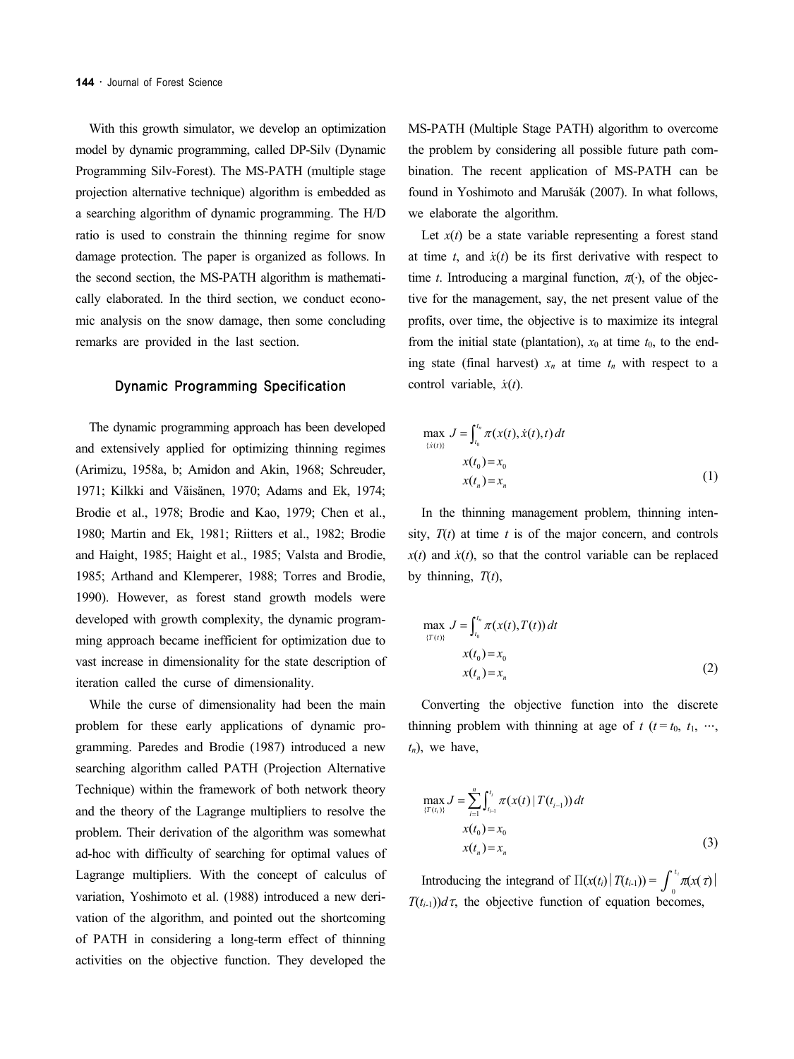With this growth simulator, we develop an optimization model by dynamic programming, called DP-Silv (Dynamic Programming Silv-Forest). The MS-PATH (multiple stage projection alternative technique) algorithm is embedded as a searching algorithm of dynamic programming. The H/D ratio is used to constrain the thinning regime for snow damage protection. The paper is organized as follows. In the second section, the MS-PATH algorithm is mathematically elaborated. In the third section, we conduct economic analysis on the snow damage, then some concluding remarks are provided in the last section.

## Dynamic Programming Specification

The dynamic programming approach has been developed and extensively applied for optimizing thinning regimes (Arimizu, 1958a, b; Amidon and Akin, 1968; Schreuder, 1971; Kilkki and Väisänen, 1970; Adams and Ek, 1974; Brodie et al., 1978; Brodie and Kao, 1979; Chen et al., 1980; Martin and Ek, 1981; Riitters et al., 1982; Brodie and Haight, 1985; Haight et al., 1985; Valsta and Brodie, 1985; Arthand and Klemperer, 1988; Torres and Brodie, 1990). However, as forest stand growth models were developed with growth complexity, the dynamic programming approach became inefficient for optimization due to vast increase in dimensionality for the state description of iteration called the curse of dimensionality.

While the curse of dimensionality had been the main problem for these early applications of dynamic programming. Paredes and Brodie (1987) introduced a new searching algorithm called PATH (Projection Alternative Technique) within the framework of both network theory and the theory of the Lagrange multipliers to resolve the problem. Their derivation of the algorithm was somewhat ad-hoc with difficulty of searching for optimal values of Lagrange multipliers. With the concept of calculus of variation, Yoshimoto et al. (1988) introduced a new derivation of the algorithm, and pointed out the shortcoming of PATH in considering a long-term effect of thinning activities on the objective function. They developed the MS-PATH (Multiple Stage PATH) algorithm to overcome the problem by considering all possible future path combination. The recent application of MS-PATH can be found in Yoshimoto and Marušák (2007). In what follows, we elaborate the algorithm.

Let $x(t)$ be a state variable representing a forest stand at time $t$, and $\dot{x}(t)$ be its first derivative with respect to time $t$. Introducing a marginal function, $\pi(\cdot)$, of the objective for the management, say, the net present value of the profits, over time, the objective is to maximize its integral from the initial state (plantation), $x_0$ at time $t_0$, to the ending state (final harvest) $x_n$ at time $t_n$ with respect to a control variable, $\dot{x}(t)$.

$$
\max_{\{\dot{x}(t)\}} J = \int_{t_0}^{t_n} \pi(x(t), \dot{x}(t), t)\, dt \qquad x(t_0) = x_0 \qquad x(t_n) = x_n \tag{1}
$$

In the thinning management problem, thinning intensity, $T(t)$ at time $t$ is of the major concern, and controls $x(t)$ and $\dot{x}(t)$, so that the control variable can be replaced by thinning, $T(t)$,

$$
\max_{\{T(t)\}} J = \int_{t_0}^{t_n} \pi(x(t), T(t))\, dt \qquad x(t_0) = x_0 \qquad x(t_n) = x_n \tag{2}
$$

Converting the objective function into the discrete thinning problem with thinning at age of $t$ ($t = t_0, t_1, \cdots, t_n$), we have,

$$
\max_{\{T(t_i)\}} J = \sum_{i=1}^{n} \int_{t_{i-1}}^{t_i} \pi(x(t) \mid T(t_{i-1}))\, dt \qquad x(t_0) = x_0 \qquad x(t_n) = x_n \tag{3}
$$

Introducing the integrand of $\Pi(x(t_i) \mid T(t_{i-1})) = \int_0^{t_i} \pi(x(\tau) \mid T(t_{i-1}))d\tau$, the objective function of equation becomes,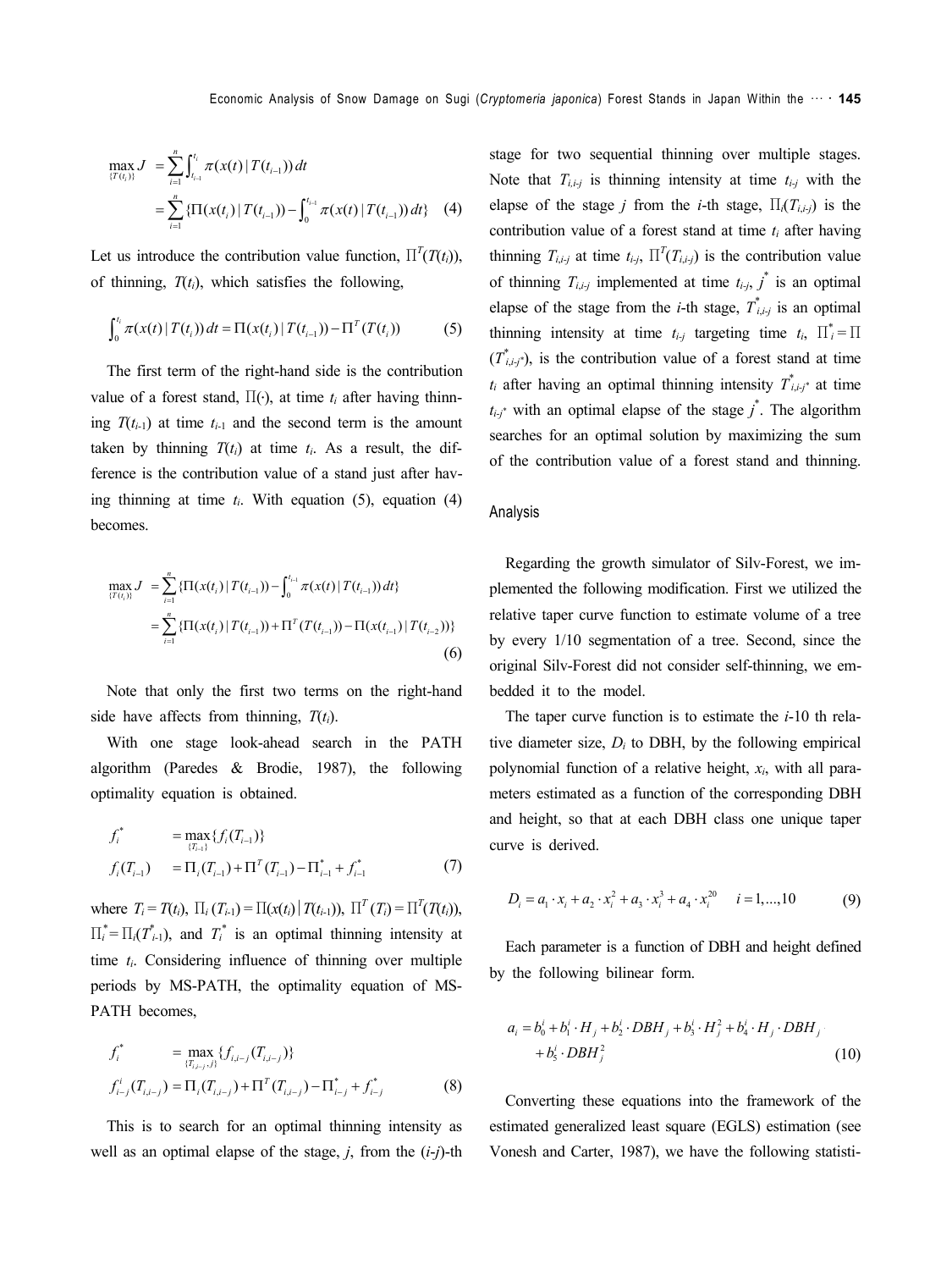$$\max_{\{T(t_i)\}} J = \sum_{i=1}^{n} \int_{t_{i-1}}^{t_i} \pi(x(t) \mid T(t_{i-1}))\, dt$$
$$= \sum_{i=1}^{n} \{\Pi(x(t_i) \mid T(t_{i-1})) - \int_0^{t_{i-1}} \pi(x(t) \mid T(t_{i-1}))\, dt\} \quad (4)$$

Let us introduce the contribution value function, $\Pi^T(T(t_i))$, of thinning, $T(t_i)$, which satisfies the following,

$$\int_0^{t_i} \pi(x(t) \mid T(t_i))\, dt = \Pi(x(t_i) \mid T(t_{i-1})) - \Pi^T(T(t_i)) \quad (5)$$

The first term of the right-hand side is the contribution value of a forest stand, $\Pi(\cdot)$, at time $t_i$ after having thinning $T(t_{i-1})$ at time $t_{i-1}$ and the second term is the amount taken by thinning $T(t_i)$ at time $t_i$. As a result, the difference is the contribution value of a stand just after having thinning at time $t_i$. With equation (5), equation (4) becomes.

$$\max_{\{T(t_i)\}} J = \sum_{i=1}^{n} \{\Pi(x(t_i) \mid T(t_{i-1})) - \int_0^{t_{i-1}} \pi(x(t) \mid T(t_{i-1}))\, dt\}$$
$$= \sum_{i=1}^{n} \{\Pi(x(t_i) \mid T(t_{i-1})) + \Pi^T(T(t_{i-1})) - \Pi(x(t_{i-1}) \mid T(t_{i-2}))\} \quad (6)$$

Note that only the first two terms on the right-hand side have affects from thinning, $T(t_i)$.

With one stage look-ahead search in the PATH algorithm (Paredes & Brodie, 1987), the following optimality equation is obtained.

$$f_i^* = \max_{\{T_{i-1}\}} \{f_i(T_{i-1})\}$$
$$f_i(T_{i-1}) = \Pi_i(T_{i-1}) + \Pi^T(T_{i-1}) - \Pi_{i-1}^* + f_{i-1}^* \quad (7)$$

where $T_i = T(t_i)$, $\Pi_i(T_{i-1}) = \Pi(x(t_i) \mid T(t_{i-1}))$, $\Pi^T(T_i) = \Pi^T(T(t_i))$, $\Pi_i^* = \Pi_i(T_{i-1}^*)$, and $T_i^*$ is an optimal thinning intensity at time $t_i$. Considering influence of thinning over multiple periods by MS-PATH, the optimality equation of MS-PATH becomes,

$$f_i^* = \max_{\{T_{i,i-j}, j\}} \{f_{i,i-j}(T_{i,i-j})\}$$
$$f_{i-j}^i(T_{i,i-j}) = \Pi_i(T_{i,i-j}) + \Pi^T(T_{i,i-j}) - \Pi_{i-j}^* + f_{i-j}^* \quad (8)$$

This is to search for an optimal thinning intensity as well as an optimal elapse of the stage, $j$, from the ($i$-$j$)-th stage for two sequential thinning over multiple stages. Note that $T_{i,i-j}$ is thinning intensity at time $t_{i-j}$ with the elapse of the stage $j$ from the $i$-th stage, $\Pi_i(T_{i,i-j})$ is the contribution value of a forest stand at time $t_i$ after having thinning $T_{i,i-j}$ at time $t_{i-j}$, $\Pi^T(T_{i,i-j})$ is the contribution value of thinning $T_{i,i-j}$ implemented at time $t_{i-j}$, $j^*$ is an optimal elapse of the stage from the $i$-th stage, $T_{i,i-j}^*$ is an optimal thinning intensity at time $t_{i-j}$ targeting time $t_i$, $\Pi_i^* = \Pi(T_{i,i-j^*}^*)$, is the contribution value of a forest stand at time $t_i$ after having an optimal thinning intensity $T_{i,i-j^*}^*$ at time $t_{i-j^*}$ with an optimal elapse of the stage $j^*$. The algorithm searches for an optimal solution by maximizing the sum of the contribution value of a forest stand and thinning.

## Analysis

Regarding the growth simulator of Silv-Forest, we implemented the following modification. First we utilized the relative taper curve function to estimate volume of a tree by every 1/10 segmentation of a tree. Second, since the original Silv-Forest did not consider self-thinning, we embedded it to the model.

The taper curve function is to estimate the $i$-10 th relative diameter size, $D_i$ to DBH, by the following empirical polynomial function of a relative height, $x_i$, with all parameters estimated as a function of the corresponding DBH and height, so that at each DBH class one unique taper curve is derived.

$$D_i = a_1 \cdot x_i + a_2 \cdot x_i^2 + a_3 \cdot x_i^3 + a_4 \cdot x_i^{20} \quad i = 1, \ldots, 10 \quad (9)$$

Each parameter is a function of DBH and height defined by the following bilinear form.

$$a_i = b_0^i + b_1^i \cdot H_j + b_2^i \cdot DBH_j + b_3^i \cdot H_j^2 + b_4^i \cdot H_j \cdot DBH_j$$
$$+ b_5^i \cdot DBH_j^2 \quad (10)$$

Converting these equations into the framework of the estimated generalized least square (EGLS) estimation (see Vonesh and Carter, 1987), we have the following statisti-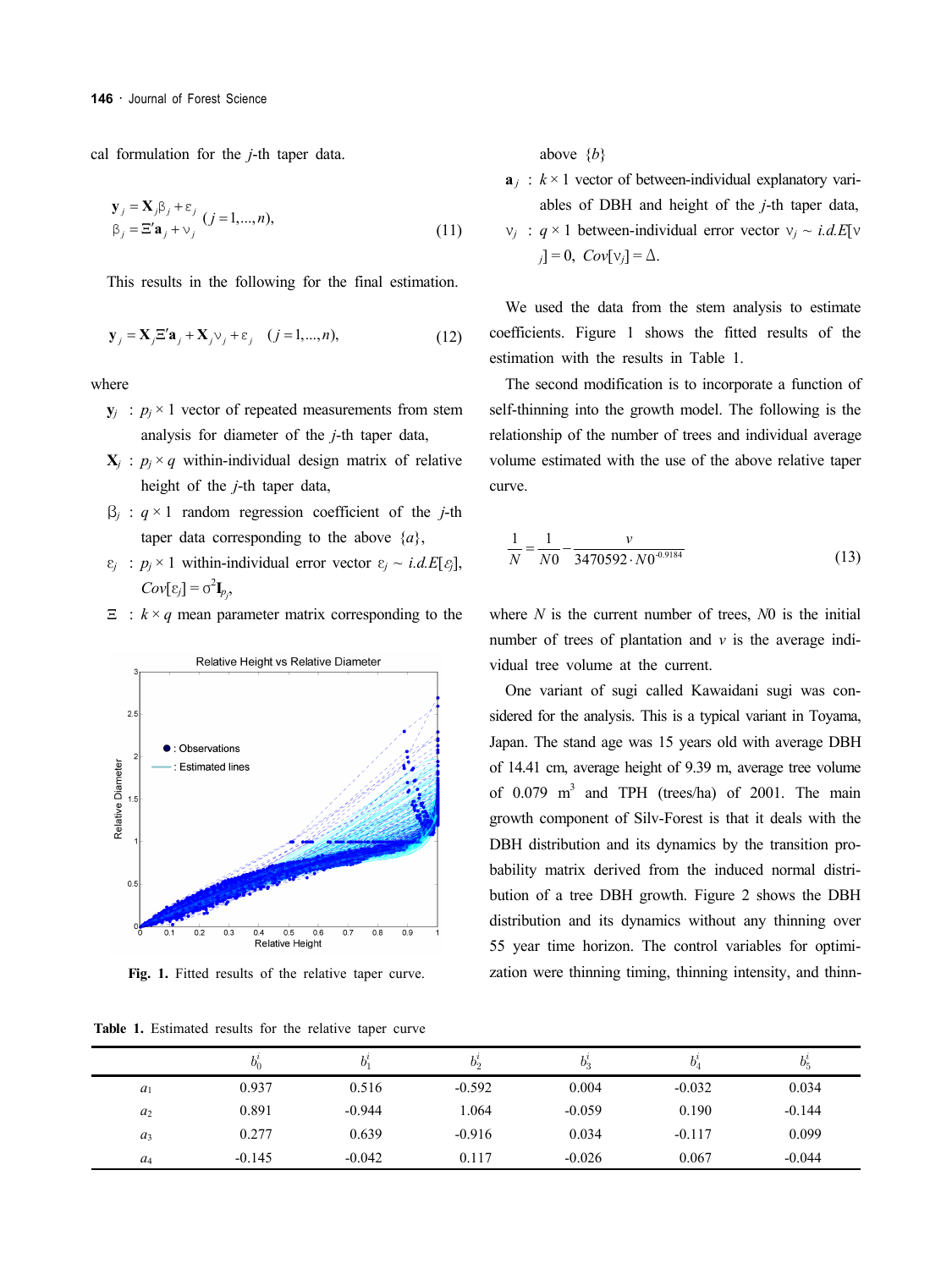cal formulation for the $j$-th taper data.

$$\mathbf{y}_j = \mathbf{X}_j \beta_j + \varepsilon_j \quad (j = 1, \ldots, n),$$
$$\beta_j = \Xi' \mathbf{a}_j + \nu_j \tag{11}$$

This results in the following for the final estimation.

$$\mathbf{y}_j = \mathbf{X}_j \Xi' \mathbf{a}_j + \mathbf{X}_j \nu_j + \varepsilon_j \quad (j = 1, \ldots, n), \tag{12}$$

where

- $\mathbf{y}_j$ : $p_j \times 1$ vector of repeated measurements from stem analysis for diameter of the $j$-th taper data,
- $\mathbf{X}_j$ : $p_j \times q$ within-individual design matrix of relative height of the $j$-th taper data,
- $\beta_j$ : $q \times 1$ random regression coefficient of the $j$-th taper data corresponding to the above $\{a\}$,
- $\varepsilon_j$ : $p_j \times 1$ within-individual error vector $\varepsilon_j \sim i.d.E[\varepsilon_j]$, $Cov[\varepsilon_j] = \sigma^2 \mathbf{I}_{p_j}$,
- $\Xi$ : $k \times q$ mean parameter matrix corresponding to the above $\{b\}$
- $\mathbf{a}_j$ : $k \times 1$ vector of between-individual explanatory variables of DBH and height of the $j$-th taper data,
- $\nu_j$ : $q \times 1$ between-individual error vector $\nu_j \sim i.d.E[\nu_j] = 0$, $Cov[\nu_j] = \Delta$.

Fig. 1. Fitted results of the relative taper curve.

We used the data from the stem analysis to estimate coefficients. Figure 1 shows the fitted results of the estimation with the results in Table 1.

The second modification is to incorporate a function of self-thinning into the growth model. The following is the relationship of the number of trees and individual average volume estimated with the use of the above relative taper curve.

$$\frac{1}{N} = \frac{1}{N0} - \frac{v}{3470592 \cdot N0^{-0.9184}} \tag{13}$$

where $N$ is the current number of trees, $N0$ is the initial number of trees of plantation and $v$ is the average individual tree volume at the current.

One variant of sugi called Kawaidani sugi was considered for the analysis. This is a typical variant in Toyama, Japan. The stand age was 15 years old with average DBH of 14.41 cm, average height of 9.39 m, average tree volume of 0.079 $m^3$ and TPH (trees/ha) of 2001. The main growth component of Silv-Forest is that it deals with the DBH distribution and its dynamics by the transition probability matrix derived from the induced normal distribution of a tree DBH growth. Figure 2 shows the DBH distribution and its dynamics without any thinning over 55 year time horizon. The control variables for optimization were thinning timing, thinning intensity, and thinn-

**Table 1.** Estimated results for the relative taper curve

| | $b_0^i$ | $b_1^i$ | $b_2^i$ | $b_3^i$ | $b_4^i$ | $b_5^i$ |
|---|---|---|---|---|---|---|
| $a_1$ | 0.937 | 0.516 | -0.592 | 0.004 | -0.032 | 0.034 |
| $a_2$ | 0.891 | -0.944 | 1.064 | -0.059 | 0.190 | -0.144 |
| $a_3$ | 0.277 | 0.639 | -0.916 | 0.034 | -0.117 | 0.099 |
| $a_4$ | -0.145 | -0.042 | 0.117 | -0.026 | 0.067 | -0.044 |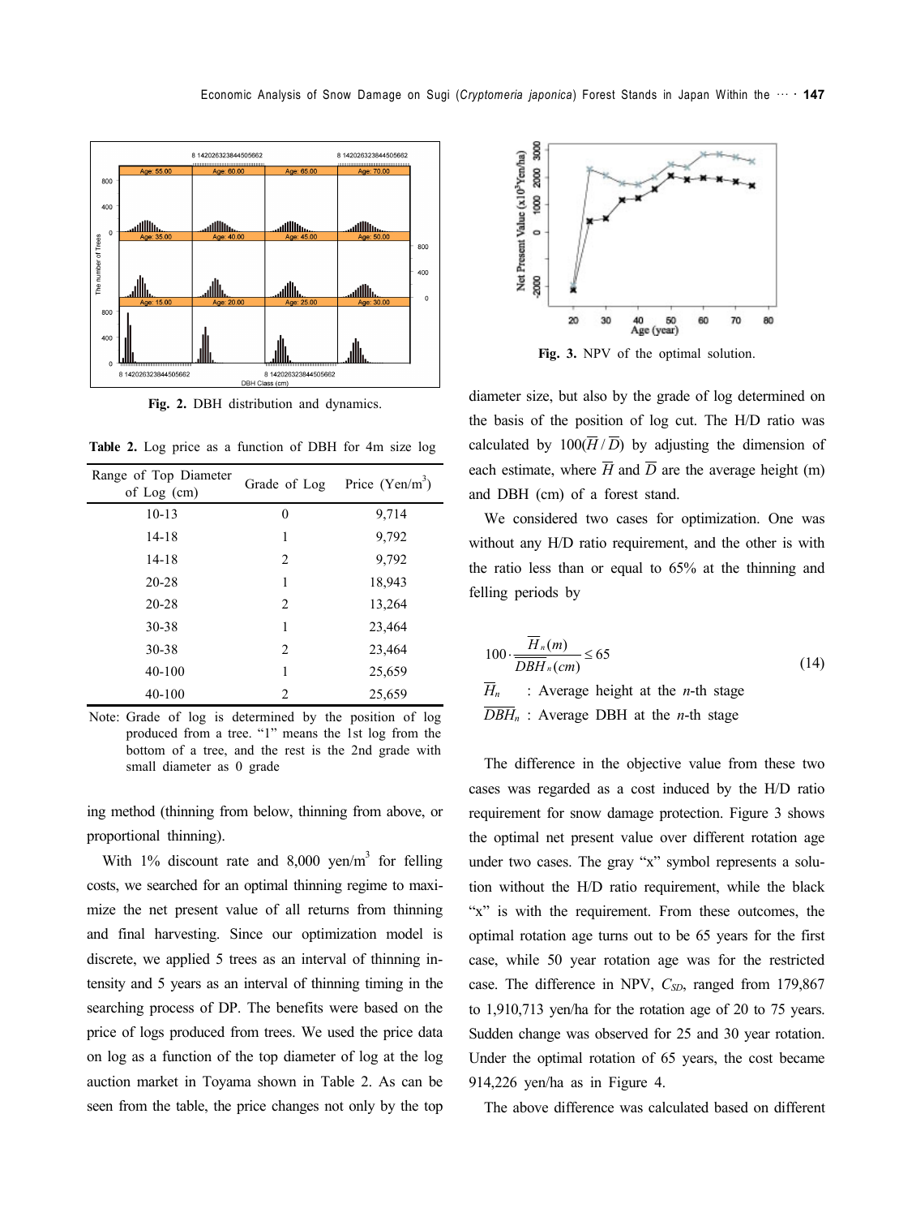**Fig. 2.** DBH distribution and dynamics.

**Table 2.** Log price as a function of DBH for 4m size log

| Range of Top Diameter of Log (cm) | Grade of Log | Price (Yen/m$^3$) |
|---|---|---|
| 10-13 | 0 | 9,714 |
| 14-18 | 1 | 9,792 |
| 14-18 | 2 | 9,792 |
| 20-28 | 1 | 18,943 |
| 20-28 | 2 | 13,264 |
| 30-38 | 1 | 23,464 |
| 30-38 | 2 | 23,464 |
| 40-100 | 1 | 25,659 |
| 40-100 | 2 | 25,659 |

Note: Grade of log is determined by the position of log produced from a tree. "1" means the 1st log from the bottom of a tree, and the rest is the 2nd grade with small diameter as 0 grade

ing method (thinning from below, thinning from above, or proportional thinning).

With 1% discount rate and 8,000 yen/m$^3$ for felling costs, we searched for an optimal thinning regime to maximize the net present value of all returns from thinning and final harvesting. Since our optimization model is discrete, we applied 5 trees as an interval of thinning intensity and 5 years as an interval of thinning timing in the searching process of DP. The benefits were based on the price of logs produced from trees. We used the price data on log as a function of the top diameter of log at the log auction market in Toyama shown in Table 2. As can be seen from the table, the price changes not only by the top

**Fig. 3.** NPV of the optimal solution.

diameter size, but also by the grade of log determined on the basis of the position of log cut. The H/D ratio was calculated by $100(\overline{H}/\overline{D})$ by adjusting the dimension of each estimate, where $\overline{H}$ and $\overline{D}$ are the average height (m) and DBH (cm) of a forest stand.

We considered two cases for optimization. One was without any H/D ratio requirement, and the other is with the ratio less than or equal to 65% at the thinning and felling periods by

$$100 \cdot \frac{\overline{H}_n(m)}{\overline{DBH}_n(cm)} \leq 65 \tag{14}$$

$\overline{H}_n$ : Average height at the $n$-th stage

$\overline{DBH}_n$ : Average DBH at the $n$-th stage

The difference in the objective value from these two cases was regarded as a cost induced by the H/D ratio requirement for snow damage protection. Figure 3 shows the optimal net present value over different rotation age under two cases. The gray "x" symbol represents a solution without the H/D ratio requirement, while the black "x" is with the requirement. From these outcomes, the optimal rotation age turns out to be 65 years for the first case, while 50 year rotation age was for the restricted case. The difference in NPV, $C_{SD}$, ranged from 179,867 to 1,910,713 yen/ha for the rotation age of 20 to 75 years. Sudden change was observed for 25 and 30 year rotation. Under the optimal rotation of 65 years, the cost became 914,226 yen/ha as in Figure 4.

The above difference was calculated based on different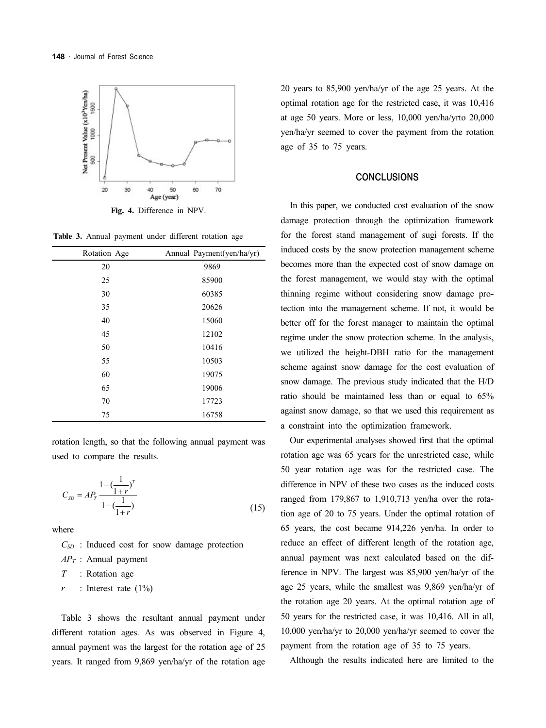Fig. 4. Difference in NPV.

Table 3. Annual payment under different rotation age

| Rotation Age | Annual Payment(yen/ha/yr) |
|---|---|
| 20 | 9869 |
| 25 | 85900 |
| 30 | 60385 |
| 35 | 20626 |
| 40 | 15060 |
| 45 | 12102 |
| 50 | 10416 |
| 55 | 10503 |
| 60 | 19075 |
| 65 | 19006 |
| 70 | 17723 |
| 75 | 16758 |

rotation length, so that the following annual payment was used to compare the results.

$$C_{SD} = AP_T \frac{1-(\frac{1}{1+r})^T}{1-(\frac{1}{1+r})} \tag{15}$$

where

$C_{SD}$ : Induced cost for snow damage protection

$AP_T$ : Annual payment

$T$ : Rotation age

$r$ : Interest rate (1%)

Table 3 shows the resultant annual payment under different rotation ages. As was observed in Figure 4, annual payment was the largest for the rotation age of 25 years. It ranged from 9,869 yen/ha/yr of the rotation age 20 years to 85,900 yen/ha/yr of the age 25 years. At the optimal rotation age for the restricted case, it was 10,416 at age 50 years. More or less, 10,000 yen/ha/yrto 20,000 yen/ha/yr seemed to cover the payment from the rotation age of 35 to 75 years.

## CONCLUSIONS

In this paper, we conducted cost evaluation of the snow damage protection through the optimization framework for the forest stand management of sugi forests. If the induced costs by the snow protection management scheme becomes more than the expected cost of snow damage on the forest management, we would stay with the optimal thinning regime without considering snow damage protection into the management scheme. If not, it would be better off for the forest manager to maintain the optimal regime under the snow protection scheme. In the analysis, we utilized the height-DBH ratio for the management scheme against snow damage for the cost evaluation of snow damage. The previous study indicated that the H/D ratio should be maintained less than or equal to 65% against snow damage, so that we used this requirement as a constraint into the optimization framework.

Our experimental analyses showed first that the optimal rotation age was 65 years for the unrestricted case, while 50 year rotation age was for the restricted case. The difference in NPV of these two cases as the induced costs ranged from 179,867 to 1,910,713 yen/ha over the rotation age of 20 to 75 years. Under the optimal rotation of 65 years, the cost became 914,226 yen/ha. In order to reduce an effect of different length of the rotation age, annual payment was next calculated based on the difference in NPV. The largest was 85,900 yen/ha/yr of the age 25 years, while the smallest was 9,869 yen/ha/yr of the rotation age 20 years. At the optimal rotation age of 50 years for the restricted case, it was 10,416. All in all, 10,000 yen/ha/yr to 20,000 yen/ha/yr seemed to cover the payment from the rotation age of 35 to 75 years.

Although the results indicated here are limited to the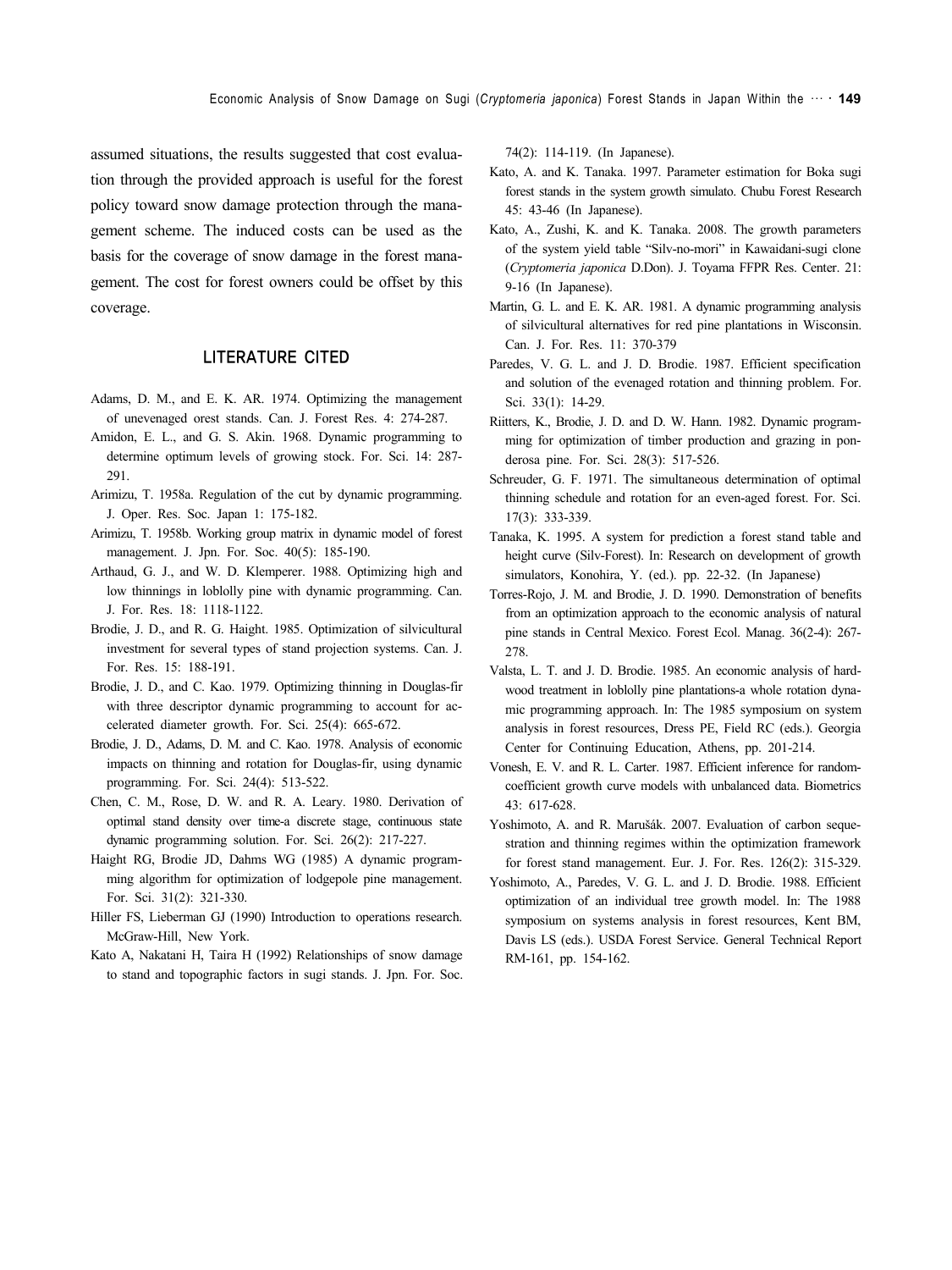assumed situations, the results suggested that cost evaluation through the provided approach is useful for the forest policy toward snow damage protection through the management scheme. The induced costs can be used as the basis for the coverage of snow damage in the forest management. The cost for forest owners could be offset by this coverage.

## LITERATURE CITED

Adams, D. M., and E. K. AR. 1974. Optimizing the management of unevenaged orest stands. Can. J. Forest Res. 4: 274-287.

Amidon, E. L., and G. S. Akin. 1968. Dynamic programming to determine optimum levels of growing stock. For. Sci. 14: 287-291.

Arimizu, T. 1958a. Regulation of the cut by dynamic programming. J. Oper. Res. Soc. Japan 1: 175-182.

Arimizu, T. 1958b. Working group matrix in dynamic model of forest management. J. Jpn. For. Soc. 40(5): 185-190.

Arthaud, G. J., and W. D. Klemperer. 1988. Optimizing high and low thinnings in loblolly pine with dynamic programming. Can. J. For. Res. 18: 1118-1122.

Brodie, J. D., and R. G. Haight. 1985. Optimization of silvicultural investment for several types of stand projection systems. Can. J. For. Res. 15: 188-191.

Brodie, J. D., and C. Kao. 1979. Optimizing thinning in Douglas-fir with three descriptor dynamic programming to account for accelerated diameter growth. For. Sci. 25(4): 665-672.

Brodie, J. D., Adams, D. M. and C. Kao. 1978. Analysis of economic impacts on thinning and rotation for Douglas-fir, using dynamic programming. For. Sci. 24(4): 513-522.

Chen, C. M., Rose, D. W. and R. A. Leary. 1980. Derivation of optimal stand density over time-a discrete stage, continuous state dynamic programming solution. For. Sci. 26(2): 217-227.

Haight RG, Brodie JD, Dahms WG (1985) A dynamic programming algorithm for optimization of lodgepole pine management. For. Sci. 31(2): 321-330.

Hiller FS, Lieberman GJ (1990) Introduction to operations research. McGraw-Hill, New York.

Kato A, Nakatani H, Taira H (1992) Relationships of snow damage to stand and topographic factors in sugi stands. J. Jpn. For. Soc. 74(2): 114-119. (In Japanese).

Kato, A. and K. Tanaka. 1997. Parameter estimation for Boka sugi forest stands in the system growth simulato. Chubu Forest Research 45: 43-46 (In Japanese).

Kato, A., Zushi, K. and K. Tanaka. 2008. The growth parameters of the system yield table "Silv-no-mori" in Kawaidani-sugi clone (*Cryptomeria japonica* D.Don). J. Toyama FFPR Res. Center. 21: 9-16 (In Japanese).

Martin, G. L. and E. K. AR. 1981. A dynamic programming analysis of silvicultural alternatives for red pine plantations in Wisconsin. Can. J. For. Res. 11: 370-379

Paredes, V. G. L. and J. D. Brodie. 1987. Efficient specification and solution of the evenaged rotation and thinning problem. For. Sci. 33(1): 14-29.

Riitters, K., Brodie, J. D. and D. W. Hann. 1982. Dynamic programming for optimization of timber production and grazing in ponderosa pine. For. Sci. 28(3): 517-526.

Schreuder, G. F. 1971. The simultaneous determination of optimal thinning schedule and rotation for an even-aged forest. For. Sci. 17(3): 333-339.

Tanaka, K. 1995. A system for prediction a forest stand table and height curve (Silv-Forest). In: Research on development of growth simulators, Konohira, Y. (ed.). pp. 22-32. (In Japanese)

Torres-Rojo, J. M. and Brodie, J. D. 1990. Demonstration of benefits from an optimization approach to the economic analysis of natural pine stands in Central Mexico. Forest Ecol. Manag. 36(2-4): 267-278.

Valsta, L. T. and J. D. Brodie. 1985. An economic analysis of hardwood treatment in loblolly pine plantations-a whole rotation dynamic programming approach. In: The 1985 symposium on system analysis in forest resources, Dress PE, Field RC (eds.). Georgia Center for Continuing Education, Athens, pp. 201-214.

Vonesh, E. V. and R. L. Carter. 1987. Efficient inference for random-coefficient growth curve models with unbalanced data. Biometrics 43: 617-628.

Yoshimoto, A. and R. Marušák. 2007. Evaluation of carbon sequestration and thinning regimes within the optimization framework for forest stand management. Eur. J. For. Res. 126(2): 315-329.

Yoshimoto, A., Paredes, V. G. L. and J. D. Brodie. 1988. Efficient optimization of an individual tree growth model. In: The 1988 symposium on systems analysis in forest resources, Kent BM, Davis LS (eds.). USDA Forest Service. General Technical Report RM-161, pp. 154-162.